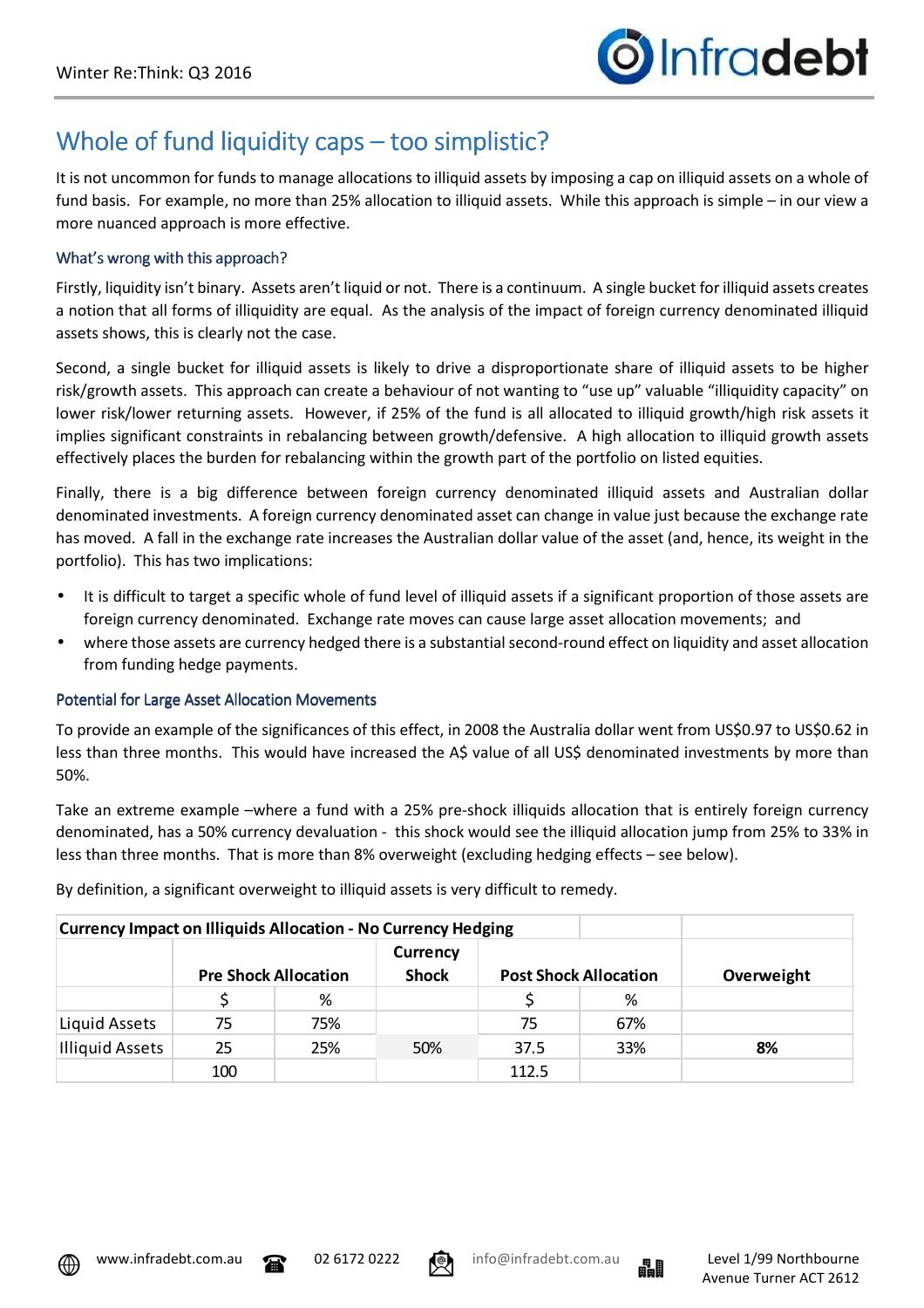# Whole of fund liquidity caps – too simplistic?

It is not uncommon for funds to manage allocations to illiquid assets by imposing a cap on illiquid assets on a whole of fund basis. For example, no more than 25% allocation to illiquid assets. While this approach is simple – in our view a more nuanced approach is more effective.

## What's wrong with this approach?

Firstly, liquidity isn't binary. Assets aren't liquid or not. There is a continuum. A single bucket for illiquid assets creates a notion that all forms of illiquidity are equal. As the analysis of the impact of foreign currency denominated illiquid assets shows, this is clearly not the case.

Second, a single bucket for illiquid assets is likely to drive a disproportionate share of illiquid assets to be higher risk/growth assets. This approach can create a behaviour of not wanting to "use up" valuable "illiquidity capacity" on lower risk/lower returning assets. However, if 25% of the fund is all allocated to illiquid growth/high risk assets it implies significant constraints in rebalancing between growth/defensive. A high allocation to illiquid growth assets effectively places the burden for rebalancing within the growth part of the portfolio on listed equities.

Finally, there is a big difference between foreign currency denominated illiquid assets and Australian dollar denominated investments. A foreign currency denominated asset can change in value just because the exchange rate has moved. A fall in the exchange rate increases the Australian dollar value of the asset (and, hence, its weight in the portfolio). This has two implications:

- It is difficult to target a specific whole of fund level of illiquid assets if a significant proportion of those assets are foreign currency denominated. Exchange rate moves can cause large asset allocation movements; and
- where those assets are currency hedged there is a substantial second-round effect on liquidity and asset allocation from funding hedge payments.

## Potential for Large Asset Allocation Movements

To provide an example of the significances of this effect, in 2008 the Australia dollar went from US$0.97 to US$0.62 in less than three months. This would have increased the A$ value of all US$ denominated investments by more than 50%.

Take an extreme example –where a fund with a 25% pre-shock illiquids allocation that is entirely foreign currency denominated, has a 50% currency devaluation - this shock would see the illiquid allocation jump from 25% to 33% in less than three months. That is more than 8% overweight (excluding hedging effects – see below).

By definition, a significant overweight to illiquid assets is very difficult to remedy.

| Currency Impact on Illiquids Allocation - No Currency Hedging | | | | | | |
|---|---|---|---|---|---|---|
| | **Pre Shock Allocation** | | **Currency Shock** | **Post Shock Allocation** | | **Overweight** |
| | $ | % | | $ | % | |
| Liquid Assets | 75 | 75% | | 75 | 67% | |
| Illiquid Assets | 25 | 25% | 50% | 37.5 | 33% | **8%** |
| | 100 | | | 112.5 | | |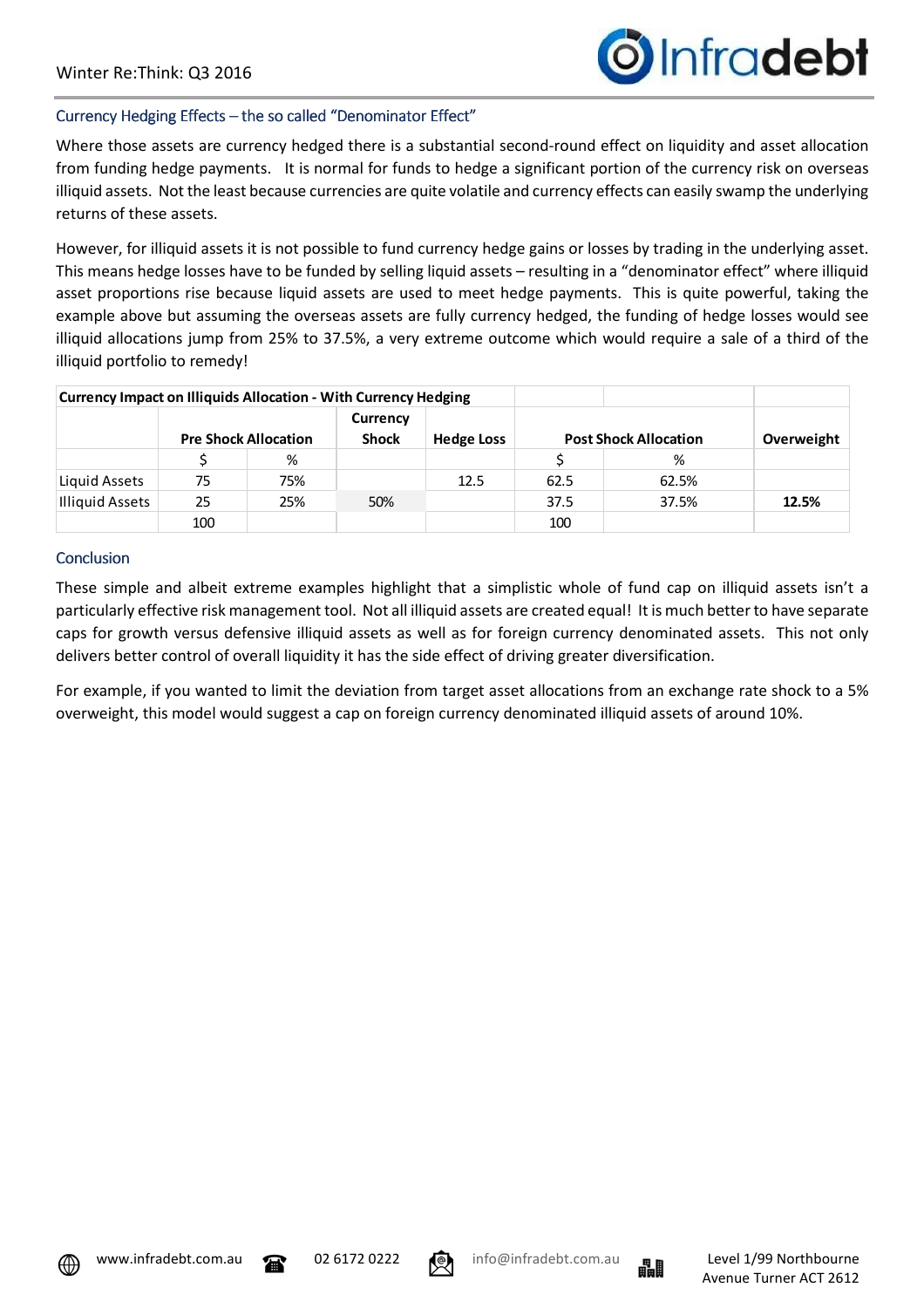## Currency Hedging Effects – the so called "Denominator Effect"

Where those assets are currency hedged there is a substantial second-round effect on liquidity and asset allocation from funding hedge payments. It is normal for funds to hedge a significant portion of the currency risk on overseas illiquid assets. Not the least because currencies are quite volatile and currency effects can easily swamp the underlying returns of these assets.

However, for illiquid assets it is not possible to fund currency hedge gains or losses by trading in the underlying asset. This means hedge losses have to be funded by selling liquid assets – resulting in a "denominator effect" where illiquid asset proportions rise because liquid assets are used to meet hedge payments. This is quite powerful, taking the example above but assuming the overseas assets are fully currency hedged, the funding of hedge losses would see illiquid allocations jump from 25% to 37.5%, a very extreme outcome which would require a sale of a third of the illiquid portfolio to remedy!

| **Currency Impact on Illiquids Allocation - With Currency Hedging** | | | | | | | |
|---|---|---|---|---|---|---|---|
| | **Pre Shock Allocation** | | **Currency Shock** | **Hedge Loss** | **Post Shock Allocation** | | **Overweight** |
| | $ | % | | | $ | % | |
| Liquid Assets | 75 | 75% | | 12.5 | 62.5 | 62.5% | |
| Illiquid Assets | 25 | 25% | 50% | | 37.5 | 37.5% | **12.5%** |
| | 100 | | | | 100 | | |

## Conclusion

These simple and albeit extreme examples highlight that a simplistic whole of fund cap on illiquid assets isn't a particularly effective risk management tool. Not all illiquid assets are created equal! It is much better to have separate caps for growth versus defensive illiquid assets as well as for foreign currency denominated assets. This not only delivers better control of overall liquidity it has the side effect of driving greater diversification.

For example, if you wanted to limit the deviation from target asset allocations from an exchange rate shock to a 5% overweight, this model would suggest a cap on foreign currency denominated illiquid assets of around 10%.

www.infradebt.com.au | 02 6172 0222 | info@infradebt.com.au | Level 1/99 Northbourne Avenue Turner ACT 2612